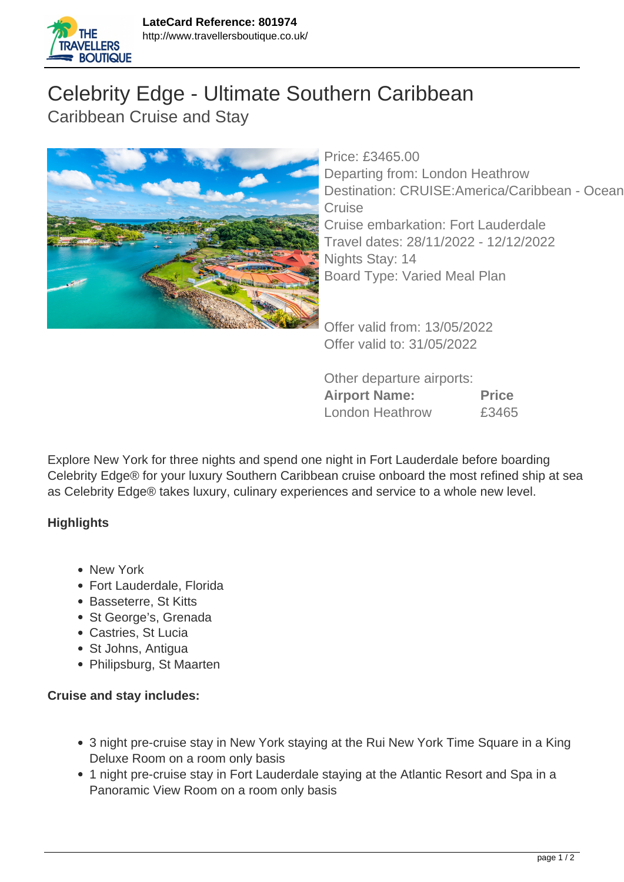**LateCard Reference: 801974**
http://www.travellersboutique.co.uk/

# Celebrity Edge - Ultimate Southern Caribbean

## Caribbean Cruise and Stay

Price: £3465.00
Departing from: London Heathrow
Destination: CRUISE:America/Caribbean - Ocean Cruise
Cruise embarkation: Fort Lauderdale
Travel dates: 28/11/2022 - 12/12/2022
Nights Stay: 14
Board Type: Varied Meal Plan

Offer valid from: 13/05/2022
Offer valid to: 31/05/2022

Other departure airports:

| Airport Name: | Price |
| --- | --- |
| London Heathrow | £3465 |

Explore New York for three nights and spend one night in Fort Lauderdale before boarding Celebrity Edge® for your luxury Southern Caribbean cruise onboard the most refined ship at sea as Celebrity Edge® takes luxury, culinary experiences and service to a whole new level.

**Highlights**

- New York
- Fort Lauderdale, Florida
- Basseterre, St Kitts
- St George's, Grenada
- Castries, St Lucia
- St Johns, Antigua
- Philipsburg, St Maarten

**Cruise and stay includes:**

- 3 night pre-cruise stay in New York staying at the Rui New York Time Square in a King Deluxe Room on a room only basis
- 1 night pre-cruise stay in Fort Lauderdale staying at the Atlantic Resort and Spa in a Panoramic View Room on a room only basis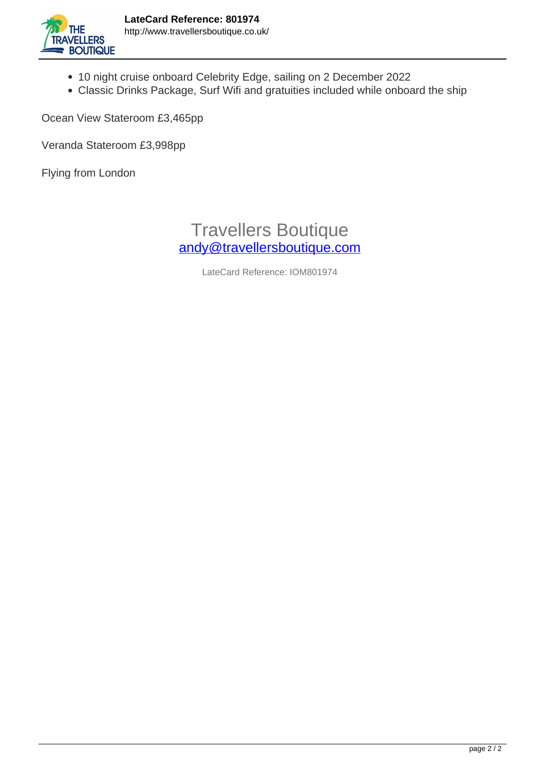- 10 night cruise onboard Celebrity Edge, sailing on 2 December 2022
- Classic Drinks Package, Surf Wifi and gratuities included while onboard the ship

Ocean View Stateroom £3,465pp

Veranda Stateroom £3,998pp

Flying from London

Travellers Boutique
[andy@travellersboutique.com](mailto:andy@travellersboutique.com)

LateCard Reference: IOM801974